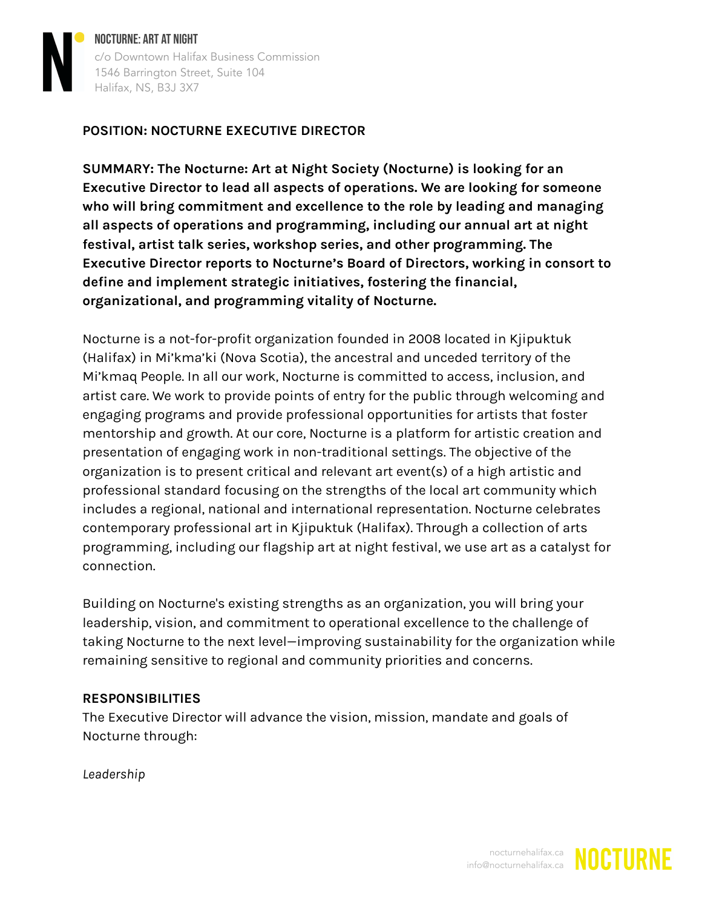**NOCTURNE: ART AT NIGHT**
c/o Downtown Halifax Business Commission
1546 Barrington Street, Suite 104
Halifax, NS, B3J 3X7

**POSITION: NOCTURNE EXECUTIVE DIRECTOR**

**SUMMARY: The Nocturne: Art at Night Society (Nocturne) is looking for an Executive Director to lead all aspects of operations. We are looking for someone who will bring commitment and excellence to the role by leading and managing all aspects of operations and programming, including our annual art at night festival, artist talk series, workshop series, and other programming. The Executive Director reports to Nocturne's Board of Directors, working in consort to define and implement strategic initiatives, fostering the financial, organizational, and programming vitality of Nocturne.**

Nocturne is a not-for-profit organization founded in 2008 located in Kjipuktuk (Halifax) in Mi'kma'ki (Nova Scotia), the ancestral and unceded territory of the Mi'kmaq People. In all our work, Nocturne is committed to access, inclusion, and artist care. We work to provide points of entry for the public through welcoming and engaging programs and provide professional opportunities for artists that foster mentorship and growth. At our core, Nocturne is a platform for artistic creation and presentation of engaging work in non-traditional settings. The objective of the organization is to present critical and relevant art event(s) of a high artistic and professional standard focusing on the strengths of the local art community which includes a regional, national and international representation. Nocturne celebrates contemporary professional art in Kjipuktuk (Halifax). Through a collection of arts programming, including our flagship art at night festival, we use art as a catalyst for connection.

Building on Nocturne's existing strengths as an organization, you will bring your leadership, vision, and commitment to operational excellence to the challenge of taking Nocturne to the next level—improving sustainability for the organization while remaining sensitive to regional and community priorities and concerns.

**RESPONSIBILITIES**

The Executive Director will advance the vision, mission, mandate and goals of Nocturne through:

*Leadership*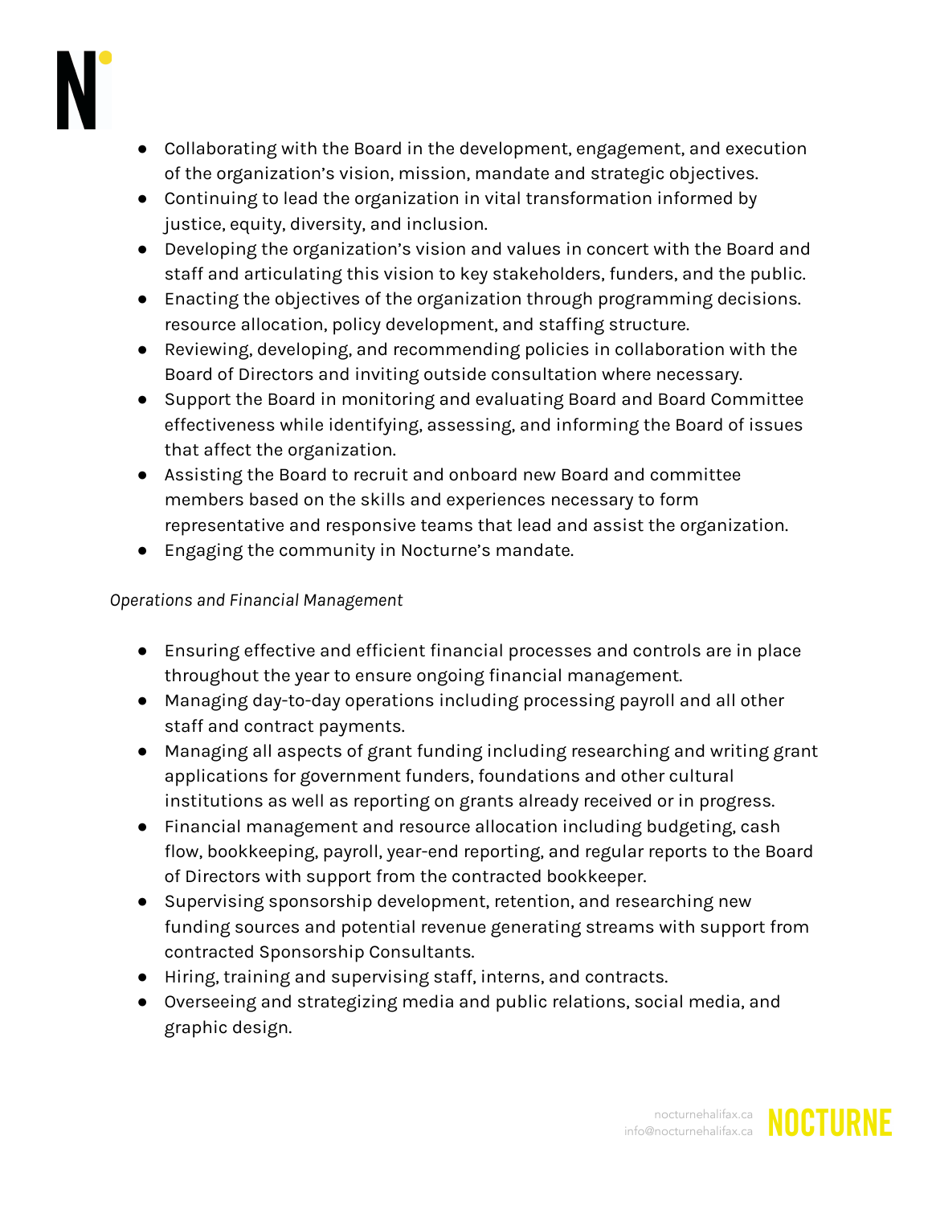- Collaborating with the Board in the development, engagement, and execution of the organization's vision, mission, mandate and strategic objectives.
- Continuing to lead the organization in vital transformation informed by justice, equity, diversity, and inclusion.
- Developing the organization's vision and values in concert with the Board and staff and articulating this vision to key stakeholders, funders, and the public.
- Enacting the objectives of the organization through programming decisions. resource allocation, policy development, and staffing structure.
- Reviewing, developing, and recommending policies in collaboration with the Board of Directors and inviting outside consultation where necessary.
- Support the Board in monitoring and evaluating Board and Board Committee effectiveness while identifying, assessing, and informing the Board of issues that affect the organization.
- Assisting the Board to recruit and onboard new Board and committee members based on the skills and experiences necessary to form representative and responsive teams that lead and assist the organization.
- Engaging the community in Nocturne's mandate.

*Operations and Financial Management*

- Ensuring effective and efficient financial processes and controls are in place throughout the year to ensure ongoing financial management.
- Managing day-to-day operations including processing payroll and all other staff and contract payments.
- Managing all aspects of grant funding including researching and writing grant applications for government funders, foundations and other cultural institutions as well as reporting on grants already received or in progress.
- Financial management and resource allocation including budgeting, cash flow, bookkeeping, payroll, year-end reporting, and regular reports to the Board of Directors with support from the contracted bookkeeper.
- Supervising sponsorship development, retention, and researching new funding sources and potential revenue generating streams with support from contracted Sponsorship Consultants.
- Hiring, training and supervising staff, interns, and contracts.
- Overseeing and strategizing media and public relations, social media, and graphic design.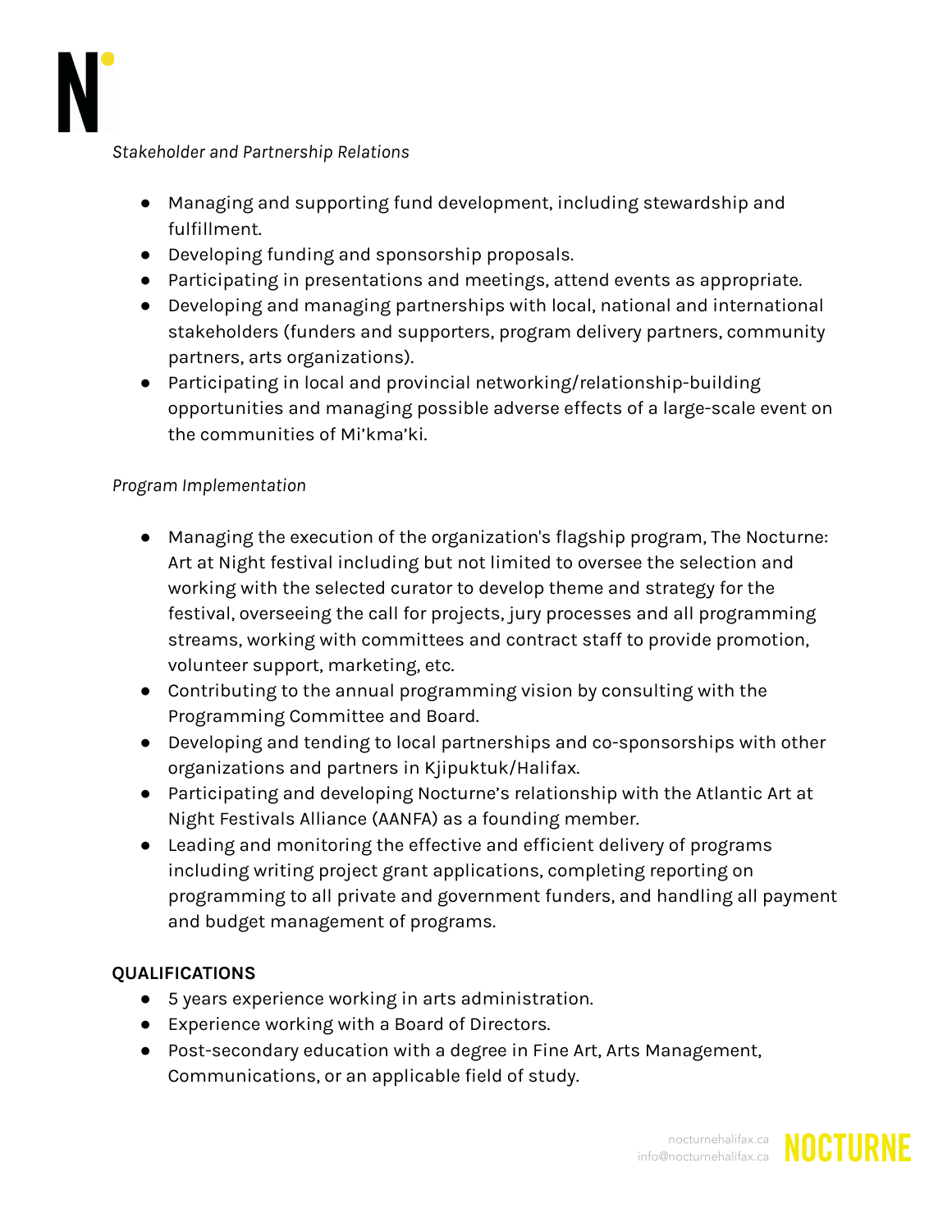*Stakeholder and Partnership Relations*

- Managing and supporting fund development, including stewardship and fulfillment.
- Developing funding and sponsorship proposals.
- Participating in presentations and meetings, attend events as appropriate.
- Developing and managing partnerships with local, national and international stakeholders (funders and supporters, program delivery partners, community partners, arts organizations).
- Participating in local and provincial networking/relationship-building opportunities and managing possible adverse effects of a large-scale event on the communities of Mi'kma'ki.

*Program Implementation*

- Managing the execution of the organization's flagship program, The Nocturne: Art at Night festival including but not limited to oversee the selection and working with the selected curator to develop theme and strategy for the festival, overseeing the call for projects, jury processes and all programming streams, working with committees and contract staff to provide promotion, volunteer support, marketing, etc.
- Contributing to the annual programming vision by consulting with the Programming Committee and Board.
- Developing and tending to local partnerships and co-sponsorships with other organizations and partners in Kjipuktuk/Halifax.
- Participating and developing Nocturne's relationship with the Atlantic Art at Night Festivals Alliance (AANFA) as a founding member.
- Leading and monitoring the effective and efficient delivery of programs including writing project grant applications, completing reporting on programming to all private and government funders, and handling all payment and budget management of programs.

**QUALIFICATIONS**

- 5 years experience working in arts administration.
- Experience working with a Board of Directors.
- Post-secondary education with a degree in Fine Art, Arts Management, Communications, or an applicable field of study.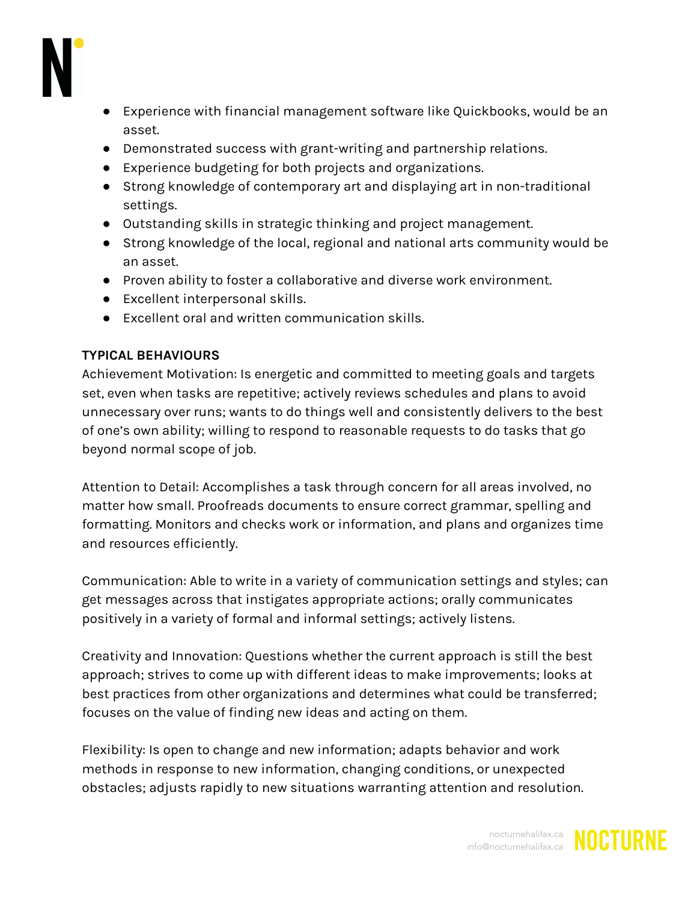- Experience with financial management software like Quickbooks, would be an asset.
- Demonstrated success with grant-writing and partnership relations.
- Experience budgeting for both projects and organizations.
- Strong knowledge of contemporary art and displaying art in non-traditional settings.
- Outstanding skills in strategic thinking and project management.
- Strong knowledge of the local, regional and national arts community would be an asset.
- Proven ability to foster a collaborative and diverse work environment.
- Excellent interpersonal skills.
- Excellent oral and written communication skills.

**TYPICAL BEHAVIOURS**

Achievement Motivation: Is energetic and committed to meeting goals and targets set, even when tasks are repetitive; actively reviews schedules and plans to avoid unnecessary over runs; wants to do things well and consistently delivers to the best of one's own ability; willing to respond to reasonable requests to do tasks that go beyond normal scope of job.

Attention to Detail: Accomplishes a task through concern for all areas involved, no matter how small. Proofreads documents to ensure correct grammar, spelling and formatting. Monitors and checks work or information, and plans and organizes time and resources efficiently.

Communication: Able to write in a variety of communication settings and styles; can get messages across that instigates appropriate actions; orally communicates positively in a variety of formal and informal settings; actively listens.

Creativity and Innovation: Questions whether the current approach is still the best approach; strives to come up with different ideas to make improvements; looks at best practices from other organizations and determines what could be transferred; focuses on the value of finding new ideas and acting on them.

Flexibility: Is open to change and new information; adapts behavior and work methods in response to new information, changing conditions, or unexpected obstacles; adjusts rapidly to new situations warranting attention and resolution.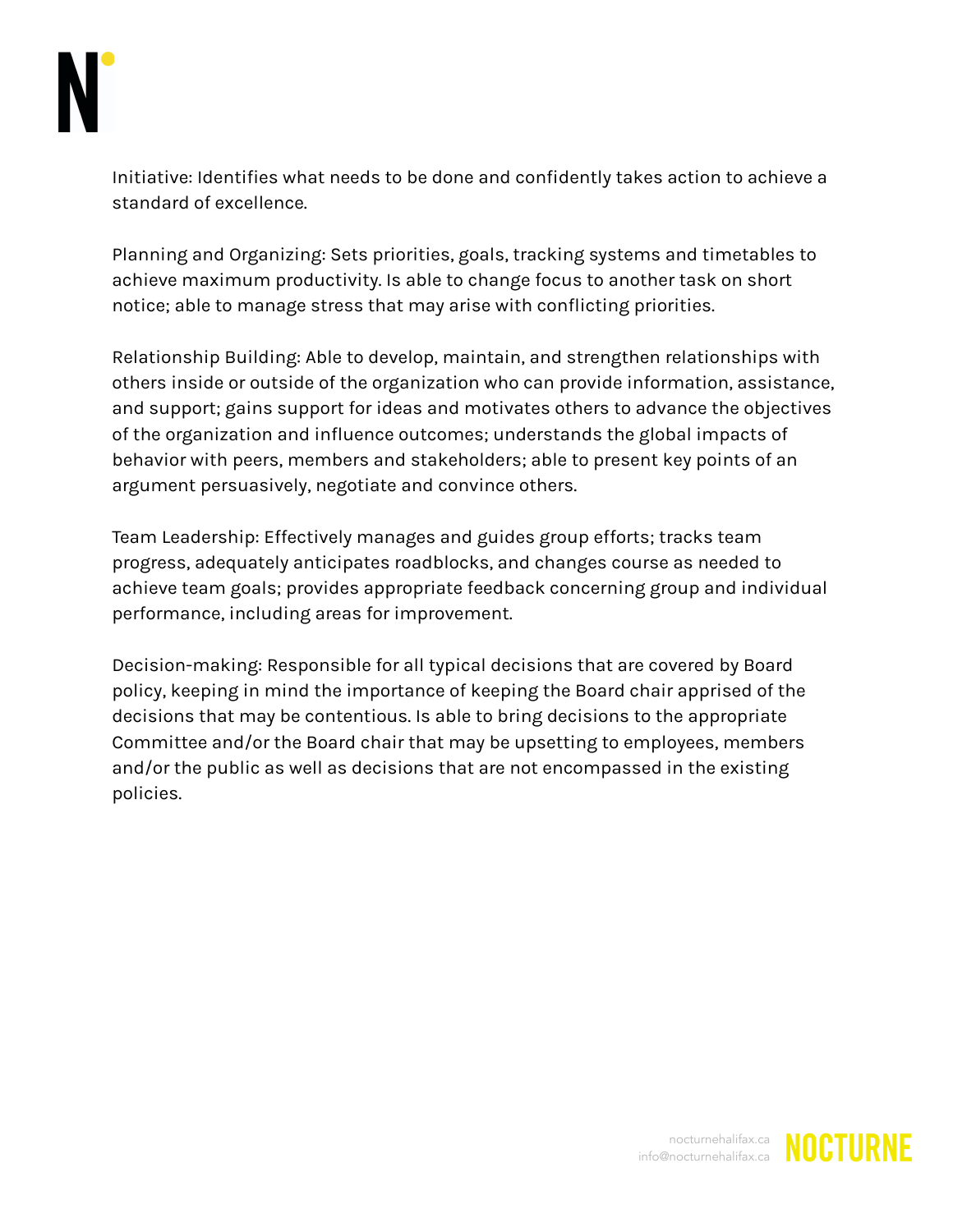Initiative: Identifies what needs to be done and confidently takes action to achieve a standard of excellence.

Planning and Organizing: Sets priorities, goals, tracking systems and timetables to achieve maximum productivity. Is able to change focus to another task on short notice; able to manage stress that may arise with conflicting priorities.

Relationship Building: Able to develop, maintain, and strengthen relationships with others inside or outside of the organization who can provide information, assistance, and support; gains support for ideas and motivates others to advance the objectives of the organization and influence outcomes; understands the global impacts of behavior with peers, members and stakeholders; able to present key points of an argument persuasively, negotiate and convince others.

Team Leadership: Effectively manages and guides group efforts; tracks team progress, adequately anticipates roadblocks, and changes course as needed to achieve team goals; provides appropriate feedback concerning group and individual performance, including areas for improvement.

Decision-making: Responsible for all typical decisions that are covered by Board policy, keeping in mind the importance of keeping the Board chair apprised of the decisions that may be contentious. Is able to bring decisions to the appropriate Committee and/or the Board chair that may be upsetting to employees, members and/or the public as well as decisions that are not encompassed in the existing policies.